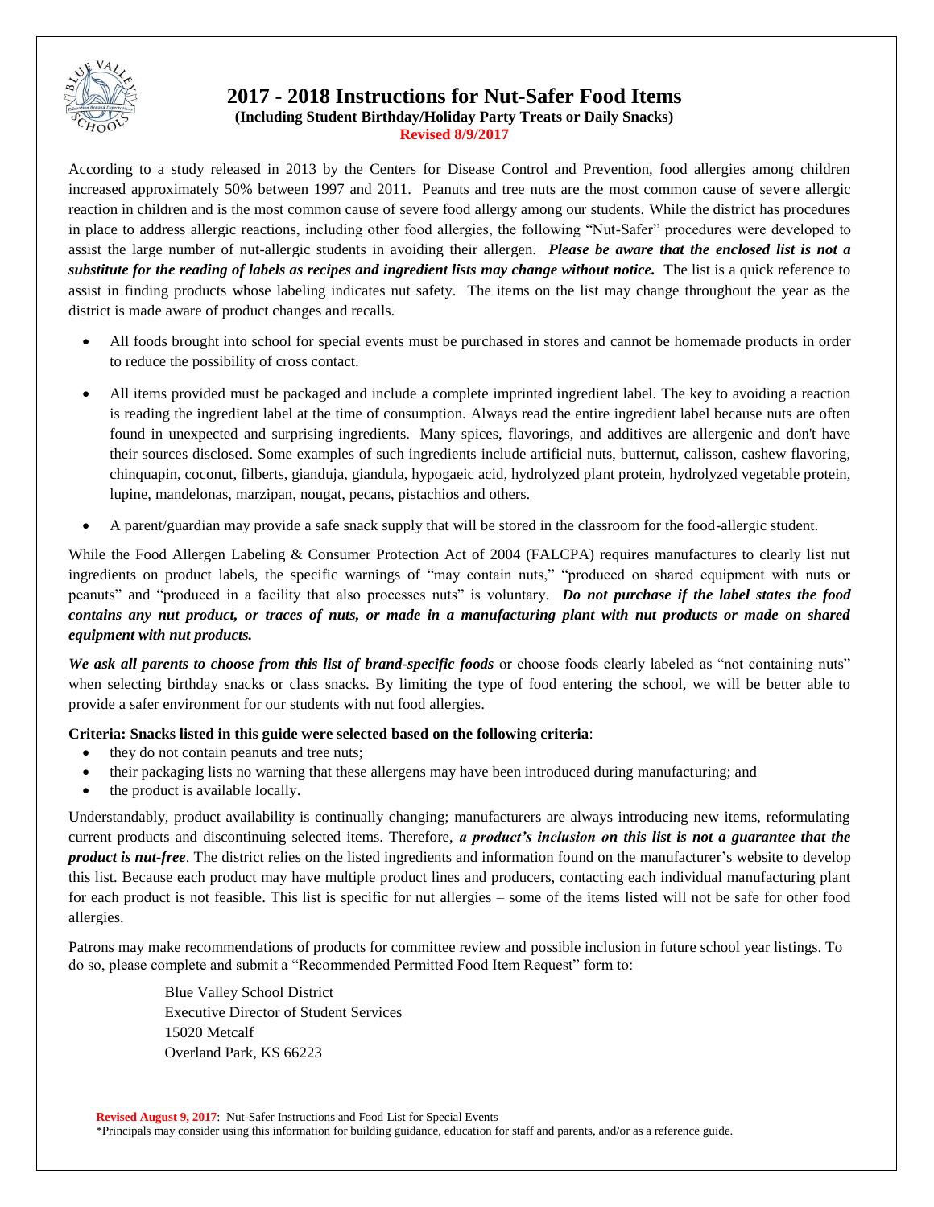# 2017 - 2018 Instructions for Nut-Safer Food Items

**(Including Student Birthday/Holiday Party Treats or Daily Snacks)**

**Revised 8/9/2017**

According to a study released in 2013 by the Centers for Disease Control and Prevention, food allergies among children increased approximately 50% between 1997 and 2011. Peanuts and tree nuts are the most common cause of severe allergic reaction in children and is the most common cause of severe food allergy among our students. While the district has procedures in place to address allergic reactions, including other food allergies, the following "Nut-Safer" procedures were developed to assist the large number of nut-allergic students in avoiding their allergen. ***Please be aware that the enclosed list is not a substitute for the reading of labels as recipes and ingredient lists may change without notice.*** The list is a quick reference to assist in finding products whose labeling indicates nut safety. The items on the list may change throughout the year as the district is made aware of product changes and recalls.

- All foods brought into school for special events must be purchased in stores and cannot be homemade products in order to reduce the possibility of cross contact.
- All items provided must be packaged and include a complete imprinted ingredient label. The key to avoiding a reaction is reading the ingredient label at the time of consumption. Always read the entire ingredient label because nuts are often found in unexpected and surprising ingredients. Many spices, flavorings, and additives are allergenic and don't have their sources disclosed. Some examples of such ingredients include artificial nuts, butternut, calisson, cashew flavoring, chinquapin, coconut, filberts, gianduja, giandula, hypogaeic acid, hydrolyzed plant protein, hydrolyzed vegetable protein, lupine, mandelonas, marzipan, nougat, pecans, pistachios and others.
- A parent/guardian may provide a safe snack supply that will be stored in the classroom for the food-allergic student.

While the Food Allergen Labeling & Consumer Protection Act of 2004 (FALCPA) requires manufactures to clearly list nut ingredients on product labels, the specific warnings of "may contain nuts," "produced on shared equipment with nuts or peanuts" and "produced in a facility that also processes nuts" is voluntary. ***Do not purchase if the label states the food contains any nut product, or traces of nuts, or made in a manufacturing plant with nut products or made on shared equipment with nut products.***

***We ask all parents to choose from this list of brand-specific foods*** or choose foods clearly labeled as "not containing nuts" when selecting birthday snacks or class snacks. By limiting the type of food entering the school, we will be better able to provide a safer environment for our students with nut food allergies.

**Criteria: Snacks listed in this guide were selected based on the following criteria**:

- they do not contain peanuts and tree nuts;
- their packaging lists no warning that these allergens may have been introduced during manufacturing; and
- the product is available locally.

Understandably, product availability is continually changing; manufacturers are always introducing new items, reformulating current products and discontinuing selected items. Therefore, ***a product's inclusion on this list is not a guarantee that the product is nut-free***. The district relies on the listed ingredients and information found on the manufacturer's website to develop this list. Because each product may have multiple product lines and producers, contacting each individual manufacturing plant for each product is not feasible. This list is specific for nut allergies – some of the items listed will not be safe for other food allergies.

Patrons may make recommendations of products for committee review and possible inclusion in future school year listings. To do so, please complete and submit a "Recommended Permitted Food Item Request" form to:

Blue Valley School District
Executive Director of Student Services
15020 Metcalf
Overland Park, KS 66223

**Revised August 9, 2017**: Nut-Safer Instructions and Food List for Special Events
*Principals may consider using this information for building guidance, education for staff and parents, and/or as a reference guide.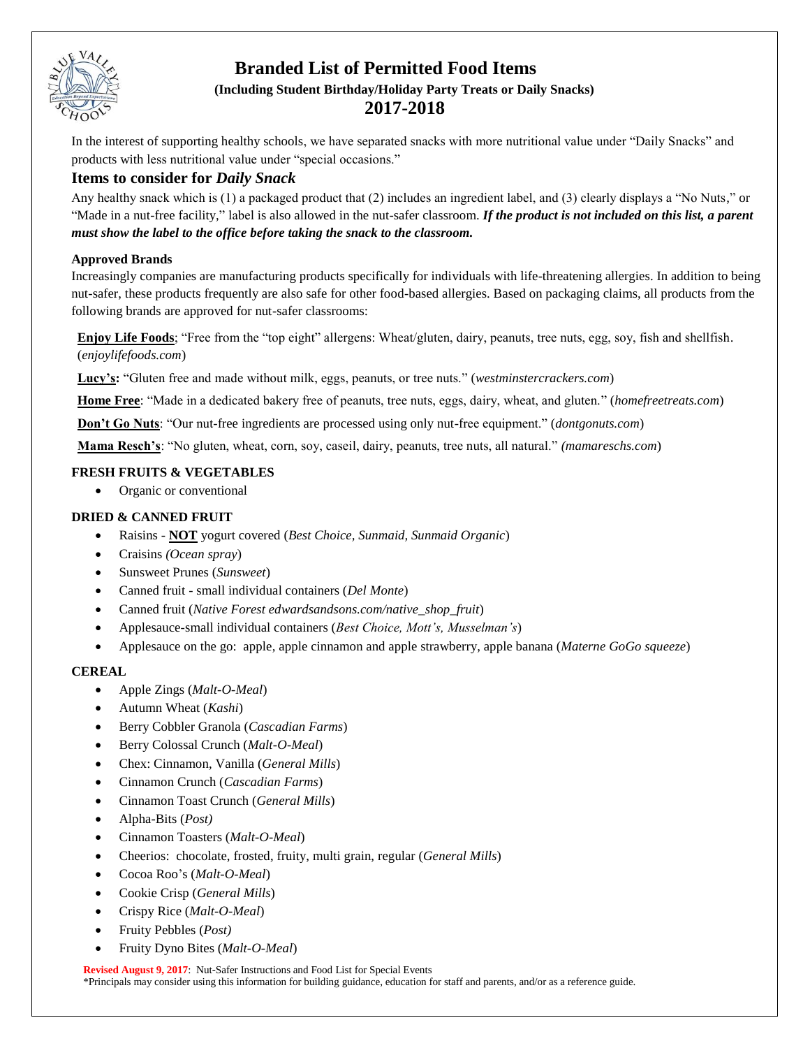# Branded List of Permitted Food Items

**(Including Student Birthday/Holiday Party Treats or Daily Snacks)**

**2017-2018**

In the interest of supporting healthy schools, we have separated snacks with more nutritional value under "Daily Snacks" and products with less nutritional value under "special occasions."

## Items to consider for *Daily Snack*

Any healthy snack which is (1) a packaged product that (2) includes an ingredient label, and (3) clearly displays a "No Nuts," or "Made in a nut-free facility," label is also allowed in the nut-safer classroom. ***If the product is not included on this list, a parent must show the label to the office before taking the snack to the classroom.***

**Approved Brands**

Increasingly companies are manufacturing products specifically for individuals with life-threatening allergies. In addition to being nut-safer, these products frequently are also safe for other food-based allergies. Based on packaging claims, all products from the following brands are approved for nut-safer classrooms:

**Enjoy Life Foods**; "Free from the "top eight" allergens: Wheat/gluten, dairy, peanuts, tree nuts, egg, soy, fish and shellfish. (*enjoylifefoods.com*)

**Lucy's:** "Gluten free and made without milk, eggs, peanuts, or tree nuts." (*westminstercrackers.com*)

**Home Free**: "Made in a dedicated bakery free of peanuts, tree nuts, eggs, dairy, wheat, and gluten." (*homefreetreats.com*)

**Don't Go Nuts**: "Our nut-free ingredients are processed using only nut-free equipment." (*dontgonuts.com*)

**Mama Resch's**: "No gluten, wheat, corn, soy, caseil, dairy, peanuts, tree nuts, all natural." *(mamareschs.com*)

**FRESH FRUITS & VEGETABLES**

- Organic or conventional

**DRIED & CANNED FRUIT**

- Raisins - **NOT** yogurt covered (*Best Choice, Sunmaid, Sunmaid Organic*)
- Craisins *(Ocean spray*)
- Sunsweet Prunes (*Sunsweet*)
- Canned fruit - small individual containers (*Del Monte*)
- Canned fruit (*Native Forest edwardsandsons.com/native_shop_fruit*)
- Applesauce-small individual containers (*Best Choice, Mott's, Musselman's*)
- Applesauce on the go: apple, apple cinnamon and apple strawberry, apple banana (*Materne GoGo squeeze*)

**CEREAL**

- Apple Zings (*Malt-O-Meal*)
- Autumn Wheat (*Kashi*)
- Berry Cobbler Granola (*Cascadian Farms*)
- Berry Colossal Crunch (*Malt-O-Meal*)
- Chex: Cinnamon, Vanilla (*General Mills*)
- Cinnamon Crunch (*Cascadian Farms*)
- Cinnamon Toast Crunch (*General Mills*)
- Alpha-Bits (*Post)*
- Cinnamon Toasters (*Malt-O-Meal*)
- Cheerios: chocolate, frosted, fruity, multi grain, regular (*General Mills*)
- Cocoa Roo's (*Malt-O-Meal*)
- Cookie Crisp (*General Mills*)
- Crispy Rice (*Malt-O-Meal*)
- Fruity Pebbles (*Post)*
- Fruity Dyno Bites (*Malt-O-Meal*)

**Revised August 9, 2017**: Nut-Safer Instructions and Food List for Special Events
*Principals may consider using this information for building guidance, education for staff and parents, and/or as a reference guide.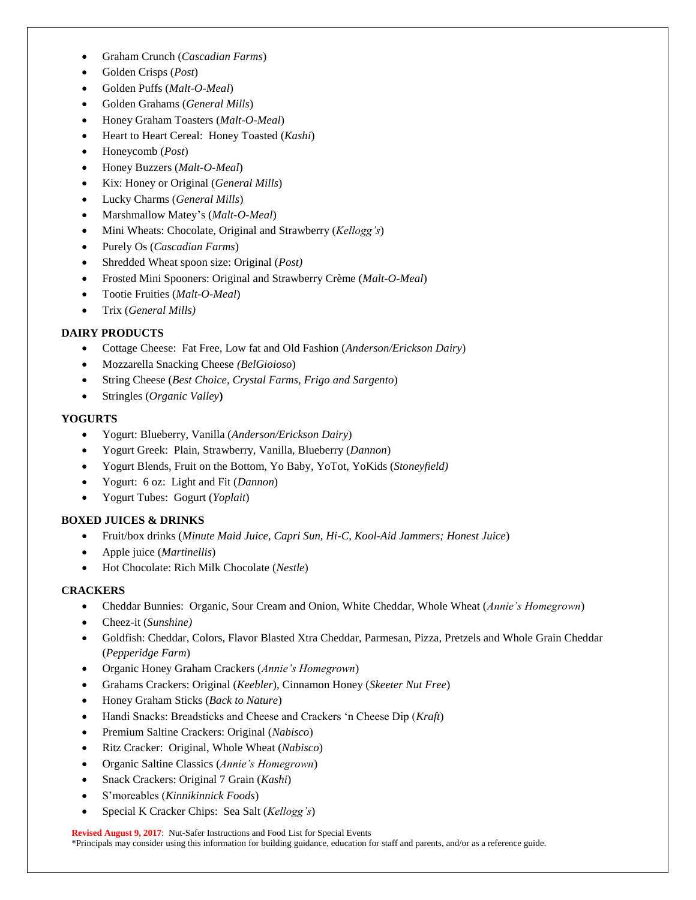- Graham Crunch (*Cascadian Farms*)
- Golden Crisps (*Post*)
- Golden Puffs (*Malt-O-Meal*)
- Golden Grahams (*General Mills*)
- Honey Graham Toasters (*Malt-O-Meal*)
- Heart to Heart Cereal: Honey Toasted (*Kashi*)
- Honeycomb (*Post*)
- Honey Buzzers (*Malt-O-Meal*)
- Kix: Honey or Original (*General Mills*)
- Lucky Charms (*General Mills*)
- Marshmallow Matey's (*Malt-O-Meal*)
- Mini Wheats: Chocolate, Original and Strawberry (*Kellogg's*)
- Purely Os (*Cascadian Farms*)
- Shredded Wheat spoon size: Original (*Post)*
- Frosted Mini Spooners: Original and Strawberry Crème (*Malt-O-Meal*)
- Tootie Fruities (*Malt-O-Meal*)
- Trix (*General Mills)*

**DAIRY PRODUCTS**

- Cottage Cheese: Fat Free, Low fat and Old Fashion (*Anderson/Erickson Dairy*)
- Mozzarella Snacking Cheese *(BelGioioso*)
- String Cheese (*Best Choice, Crystal Farms, Frigo and Sargento*)
- Stringles (*Organic Valley***)**

**YOGURTS**

- Yogurt: Blueberry, Vanilla (*Anderson/Erickson Dairy*)
- Yogurt Greek: Plain, Strawberry, Vanilla, Blueberry (*Dannon*)
- Yogurt Blends, Fruit on the Bottom, Yo Baby, YoTot, YoKids (*Stoneyfield)*
- Yogurt: 6 oz: Light and Fit (*Dannon*)
- Yogurt Tubes: Gogurt (*Yoplait*)

**BOXED JUICES & DRINKS**

- Fruit/box drinks (*Minute Maid Juice, Capri Sun, Hi-C, Kool-Aid Jammers; Honest Juice*)
- Apple juice (*Martinellis*)
- Hot Chocolate: Rich Milk Chocolate (*Nestle*)

**CRACKERS**

- Cheddar Bunnies: Organic, Sour Cream and Onion, White Cheddar, Whole Wheat (*Annie's Homegrown*)
- Cheez-it (*Sunshine)*
- Goldfish: Cheddar, Colors, Flavor Blasted Xtra Cheddar, Parmesan, Pizza, Pretzels and Whole Grain Cheddar (*Pepperidge Farm*)
- Organic Honey Graham Crackers (*Annie's Homegrown*)
- Grahams Crackers: Original (*Keebler*), Cinnamon Honey (*Skeeter Nut Free*)
- Honey Graham Sticks (*Back to Nature*)
- Handi Snacks: Breadsticks and Cheese and Crackers 'n Cheese Dip (*Kraft*)
- Premium Saltine Crackers: Original (*Nabisco*)
- Ritz Cracker: Original, Whole Wheat (*Nabisco*)
- Organic Saltine Classics (*Annie's Homegrown*)
- Snack Crackers: Original 7 Grain (*Kashi*)
- S'moreables (*Kinnikinnick Foods*)
- Special K Cracker Chips: Sea Salt (*Kellogg's*)

**Revised August 9, 2017**: Nut-Safer Instructions and Food List for Special Events
*Principals may consider using this information for building guidance, education for staff and parents, and/or as a reference guide.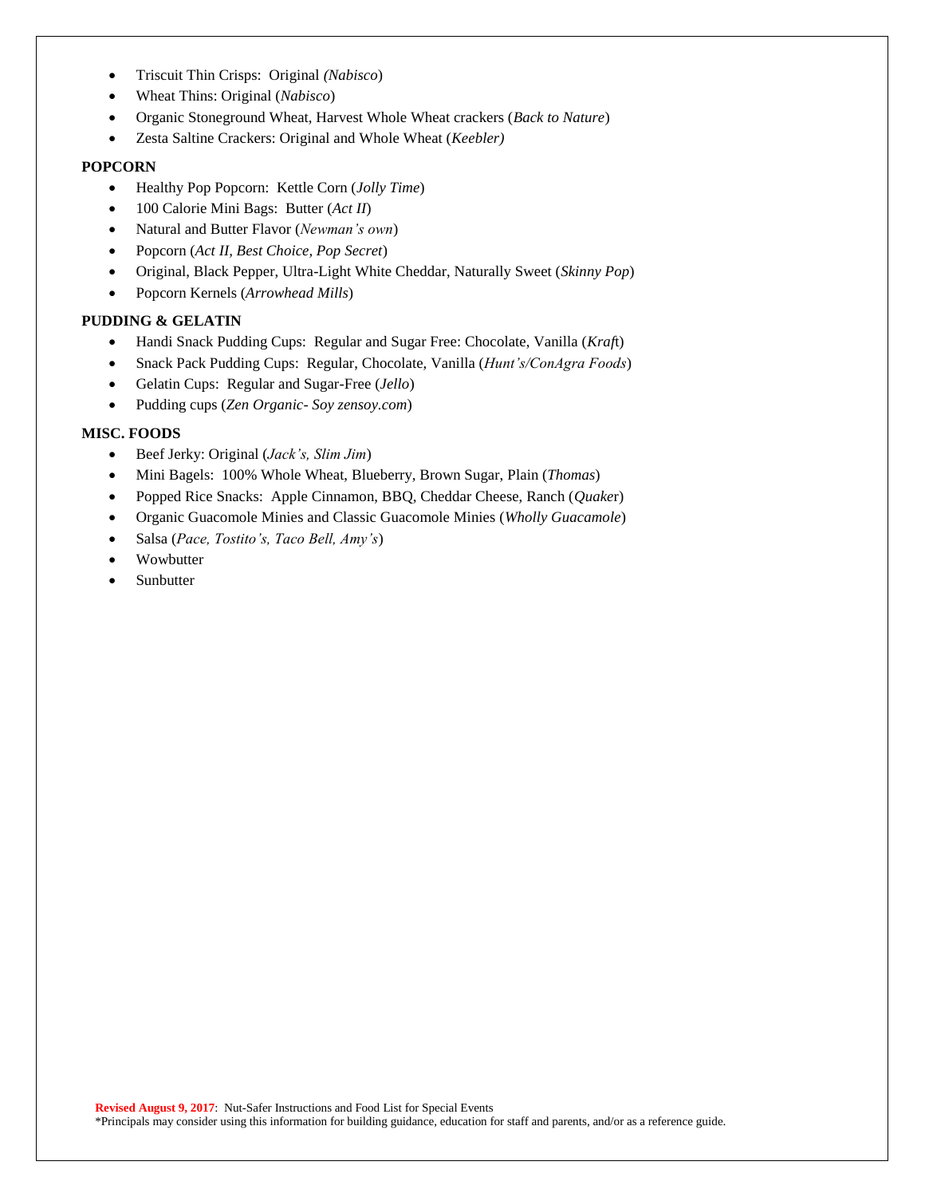- Triscuit Thin Crisps: Original *(Nabisco)*
- Wheat Thins: Original (*Nabisco*)
- Organic Stoneground Wheat, Harvest Whole Wheat crackers (*Back to Nature*)
- Zesta Saltine Crackers: Original and Whole Wheat (*Keebler)*

**POPCORN**

- Healthy Pop Popcorn: Kettle Corn (*Jolly Time*)
- 100 Calorie Mini Bags: Butter (*Act II*)
- Natural and Butter Flavor (*Newman's own*)
- Popcorn (*Act II, Best Choice, Pop Secret*)
- Original, Black Pepper, Ultra-Light White Cheddar, Naturally Sweet (*Skinny Pop*)
- Popcorn Kernels (*Arrowhead Mills*)

**PUDDING & GELATIN**

- Handi Snack Pudding Cups: Regular and Sugar Free: Chocolate, Vanilla (*Kraft*)
- Snack Pack Pudding Cups: Regular, Chocolate, Vanilla (*Hunt's/ConAgra Foods*)
- Gelatin Cups: Regular and Sugar-Free (*Jello*)
- Pudding cups (*Zen Organic- Soy zensoy.com*)

**MISC. FOODS**

- Beef Jerky: Original (*Jack's, Slim Jim*)
- Mini Bagels: 100% Whole Wheat, Blueberry, Brown Sugar, Plain (*Thomas*)
- Popped Rice Snacks: Apple Cinnamon, BBQ, Cheddar Cheese, Ranch (*Quaker*)
- Organic Guacomole Minies and Classic Guacomole Minies (*Wholly Guacamole*)
- Salsa (*Pace, Tostito's, Taco Bell, Amy's*)
- Wowbutter
- Sunbutter

**Revised August 9, 2017**: Nut-Safer Instructions and Food List for Special Events
*Principals may consider using this information for building guidance, education for staff and parents, and/or as a reference guide.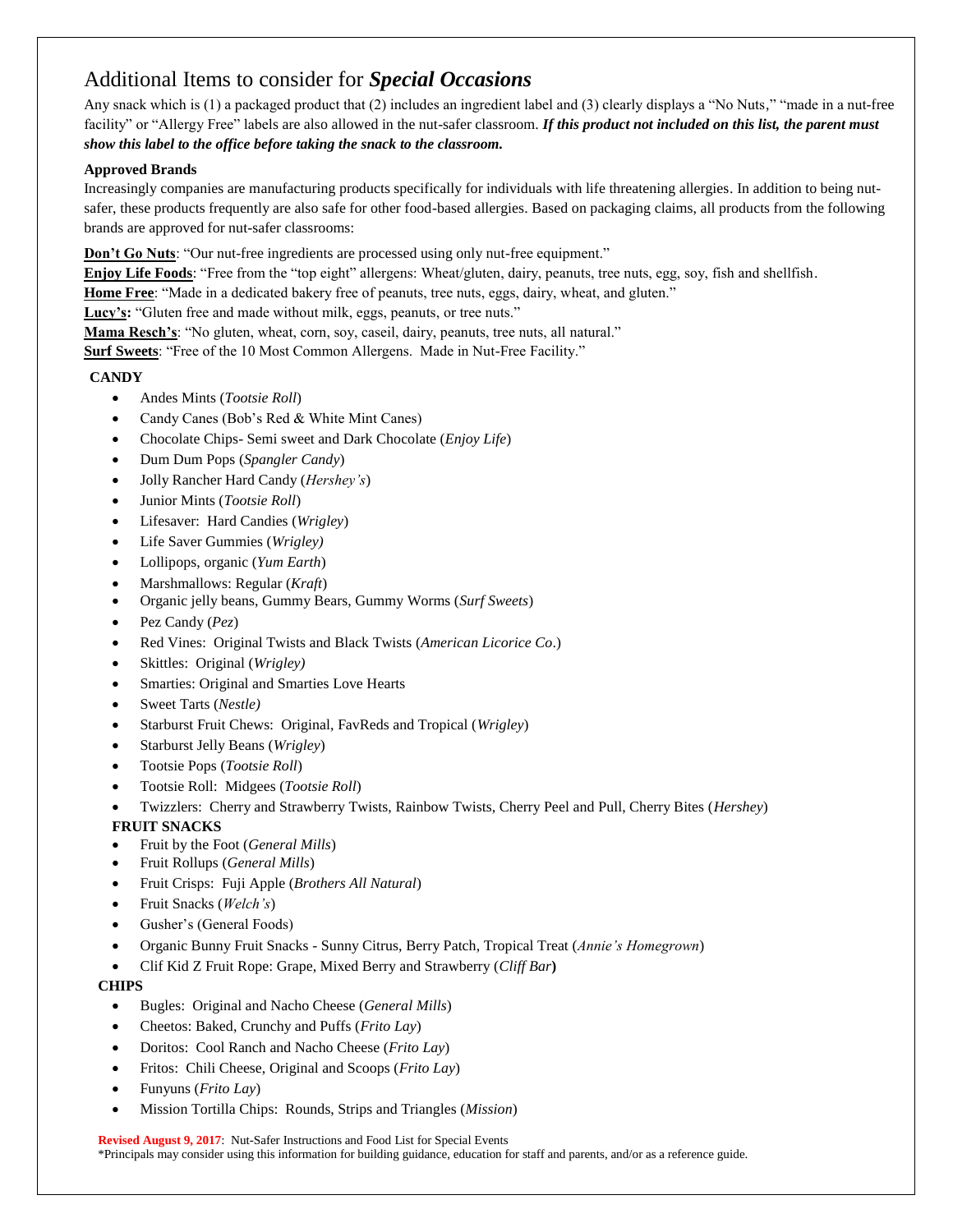# Additional Items to consider for ***Special Occasions***

Any snack which is (1) a packaged product that (2) includes an ingredient label and (3) clearly displays a "No Nuts," "made in a nut-free facility" or "Allergy Free" labels are also allowed in the nut-safer classroom. ***If this product not included on this list, the parent must show this label to the office before taking the snack to the classroom.***

**Approved Brands**

Increasingly companies are manufacturing products specifically for individuals with life threatening allergies. In addition to being nut-safer, these products frequently are also safe for other food-based allergies. Based on packaging claims, all products from the following brands are approved for nut-safer classrooms:

**Don't Go Nuts**: "Our nut-free ingredients are processed using only nut-free equipment."
**Enjoy Life Foods**: "Free from the "top eight" allergens: Wheat/gluten, dairy, peanuts, tree nuts, egg, soy, fish and shellfish.
**Home Free**: "Made in a dedicated bakery free of peanuts, tree nuts, eggs, dairy, wheat, and gluten."
**Lucy's:** "Gluten free and made without milk, eggs, peanuts, or tree nuts."
**Mama Resch's**: "No gluten, wheat, corn, soy, caseil, dairy, peanuts, tree nuts, all natural."
**Surf Sweets**: "Free of the 10 Most Common Allergens. Made in Nut-Free Facility."

**CANDY**

- Andes Mints (*Tootsie Roll*)
- Candy Canes (Bob's Red & White Mint Canes)
- Chocolate Chips- Semi sweet and Dark Chocolate (*Enjoy Life*)
- Dum Dum Pops (*Spangler Candy*)
- Jolly Rancher Hard Candy (*Hershey's*)
- Junior Mints (*Tootsie Roll*)
- Lifesaver: Hard Candies (*Wrigley*)
- Life Saver Gummies (*Wrigley)*
- Lollipops, organic (*Yum Earth*)
- Marshmallows: Regular (*Kraft*)
- Organic jelly beans, Gummy Bears, Gummy Worms (*Surf Sweets*)
- Pez Candy (*Pez*)
- Red Vines: Original Twists and Black Twists (*American Licorice Co*.)
- Skittles: Original (*Wrigley)*
- Smarties: Original and Smarties Love Hearts
- Sweet Tarts (*Nestle)*
- Starburst Fruit Chews: Original, FavReds and Tropical (*Wrigley*)
- Starburst Jelly Beans (*Wrigley*)
- Tootsie Pops (*Tootsie Roll*)
- Tootsie Roll: Midgees (*Tootsie Roll*)
- Twizzlers: Cherry and Strawberry Twists, Rainbow Twists, Cherry Peel and Pull, Cherry Bites (*Hershey*)

**FRUIT SNACKS**

- Fruit by the Foot (*General Mills*)
- Fruit Rollups (*General Mills*)
- Fruit Crisps: Fuji Apple (*Brothers All Natural*)
- Fruit Snacks (*Welch's*)
- Gusher's (General Foods)
- Organic Bunny Fruit Snacks - Sunny Citrus, Berry Patch, Tropical Treat (*Annie's Homegrown*)
- Clif Kid Z Fruit Rope: Grape, Mixed Berry and Strawberry (*Cliff Bar***)**

**CHIPS**

- Bugles: Original and Nacho Cheese (*General Mills*)
- Cheetos: Baked, Crunchy and Puffs (*Frito Lay*)
- Doritos: Cool Ranch and Nacho Cheese (*Frito Lay*)
- Fritos: Chili Cheese, Original and Scoops (*Frito Lay*)
- Funyuns (*Frito Lay*)
- Mission Tortilla Chips: Rounds, Strips and Triangles (*Mission*)

**Revised August 9, 2017**: Nut-Safer Instructions and Food List for Special Events
*Principals may consider using this information for building guidance, education for staff and parents, and/or as a reference guide.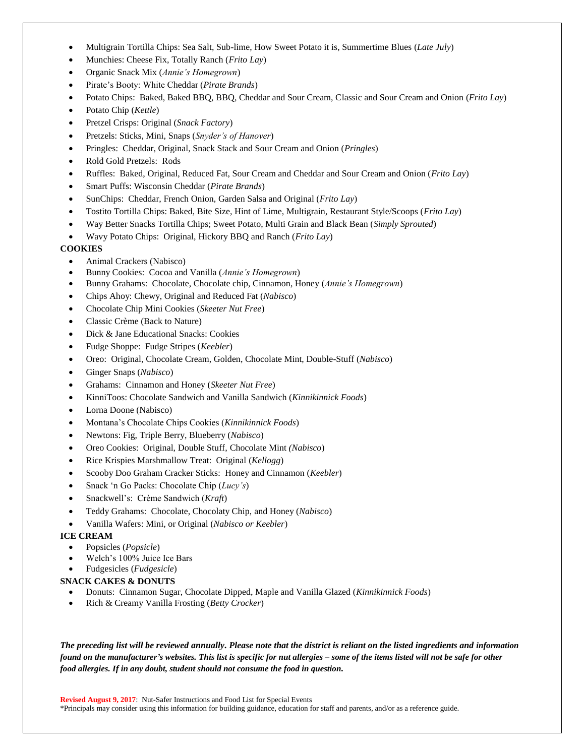- Multigrain Tortilla Chips: Sea Salt, Sub-lime, How Sweet Potato it is, Summertime Blues (*Late July*)
- Munchies: Cheese Fix, Totally Ranch (*Frito Lay*)
- Organic Snack Mix (*Annie's Homegrown*)
- Pirate's Booty: White Cheddar (*Pirate Brands*)
- Potato Chips: Baked, Baked BBQ, BBQ, Cheddar and Sour Cream, Classic and Sour Cream and Onion (*Frito Lay*)
- Potato Chip (*Kettle*)
- Pretzel Crisps: Original (*Snack Factory*)
- Pretzels: Sticks, Mini, Snaps (*Snyder's of Hanover*)
- Pringles: Cheddar, Original, Snack Stack and Sour Cream and Onion (*Pringles*)
- Rold Gold Pretzels: Rods
- Ruffles: Baked, Original, Reduced Fat, Sour Cream and Cheddar and Sour Cream and Onion (*Frito Lay*)
- Smart Puffs: Wisconsin Cheddar (*Pirate Brands*)
- SunChips: Cheddar, French Onion, Garden Salsa and Original (*Frito Lay*)
- Tostito Tortilla Chips: Baked, Bite Size, Hint of Lime, Multigrain, Restaurant Style/Scoops (*Frito Lay*)
- Way Better Snacks Tortilla Chips; Sweet Potato, Multi Grain and Black Bean (*Simply Sprouted*)
- Wavy Potato Chips: Original, Hickory BBQ and Ranch (*Frito Lay*)

**COOKIES**

- Animal Crackers (Nabisco)
- Bunny Cookies: Cocoa and Vanilla (*Annie's Homegrown*)
- Bunny Grahams: Chocolate, Chocolate chip, Cinnamon, Honey (*Annie's Homegrown*)
- Chips Ahoy: Chewy, Original and Reduced Fat (*Nabisco*)
- Chocolate Chip Mini Cookies (*Skeeter Nut Free*)
- Classic Crème (Back to Nature)
- Dick & Jane Educational Snacks: Cookies
- Fudge Shoppe: Fudge Stripes (*Keebler*)
- Oreo: Original, Chocolate Cream, Golden, Chocolate Mint, Double-Stuff (*Nabisco*)
- Ginger Snaps (*Nabisco*)
- Grahams: Cinnamon and Honey (*Skeeter Nut Free*)
- KinniToos: Chocolate Sandwich and Vanilla Sandwich (*Kinnikinnick Foods*)
- Lorna Doone (Nabisco)
- Montana's Chocolate Chips Cookies (*Kinnikinnick Foods*)
- Newtons: Fig, Triple Berry, Blueberry (*Nabisco*)
- Oreo Cookies: Original, Double Stuff, Chocolate Mint *(Nabisco*)
- Rice Krispies Marshmallow Treat: Original (*Kellogg*)
- Scooby Doo Graham Cracker Sticks: Honey and Cinnamon (*Keebler*)
- Snack 'n Go Packs: Chocolate Chip (*Lucy's*)
- Snackwell's: Crème Sandwich (*Kraft*)
- Teddy Grahams: Chocolate, Chocolaty Chip, and Honey (*Nabisco*)
- Vanilla Wafers: Mini, or Original (*Nabisco or Keebler*)

**ICE CREAM**

- Popsicles (*Popsicle*)
- Welch's 100% Juice Ice Bars
- Fudgesicles (*Fudgesicle*)

**SNACK CAKES & DONUTS**

- Donuts: Cinnamon Sugar, Chocolate Dipped, Maple and Vanilla Glazed (*Kinnikinnick Foods*)
- Rich & Creamy Vanilla Frosting (*Betty Crocker*)

***The preceding list will be reviewed annually. Please note that the district is reliant on the listed ingredients and information found on the manufacturer's websites. This list is specific for nut allergies – some of the items listed will not be safe for other food allergies. If in any doubt, student should not consume the food in question.***

**Revised August 9, 2017**: Nut-Safer Instructions and Food List for Special Events
*Principals may consider using this information for building guidance, education for staff and parents, and/or as a reference guide.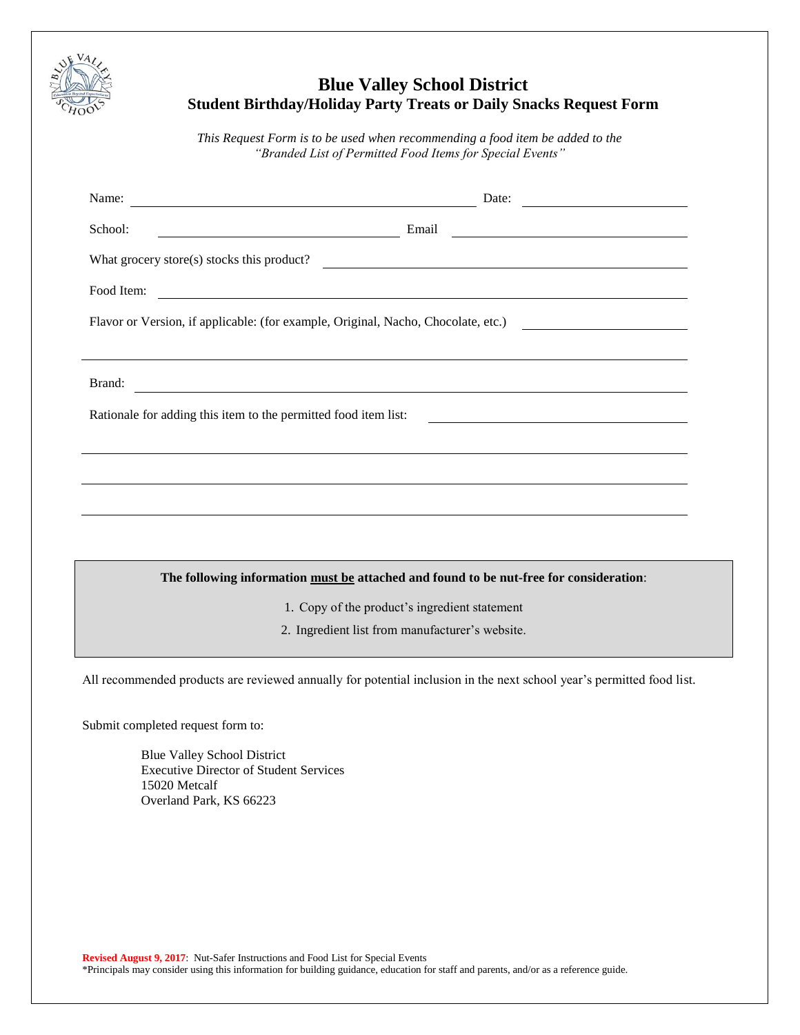# Blue Valley School District

## Student Birthday/Holiday Party Treats or Daily Snacks Request Form

*This Request Form is to be used when recommending a food item be added to the "Branded List of Permitted Food Items for Special Events"*

Name: ______________________________ Date: ______________

School: ______________________ Email ______________________

What grocery store(s) stocks this product? ______________________________

Food Item: ______________________________

Flavor or Version, if applicable: (for example, Original, Nacho, Chocolate, etc.) ______________

______________________________

Brand: ______________________________

Rationale for adding this item to the permitted food item list: ______________________

______________________________

______________________________

______________________________

**The following information <u>must be</u> attached and found to be nut-free for consideration**:

1. Copy of the product's ingredient statement
2. Ingredient list from manufacturer's website.

All recommended products are reviewed annually for potential inclusion in the next school year's permitted food list.

Submit completed request form to:

Blue Valley School District
Executive Director of Student Services
15020 Metcalf
Overland Park, KS 66223

**Revised August 9, 2017**: Nut-Safer Instructions and Food List for Special Events
*Principals may consider using this information for building guidance, education for staff and parents, and/or as a reference guide.